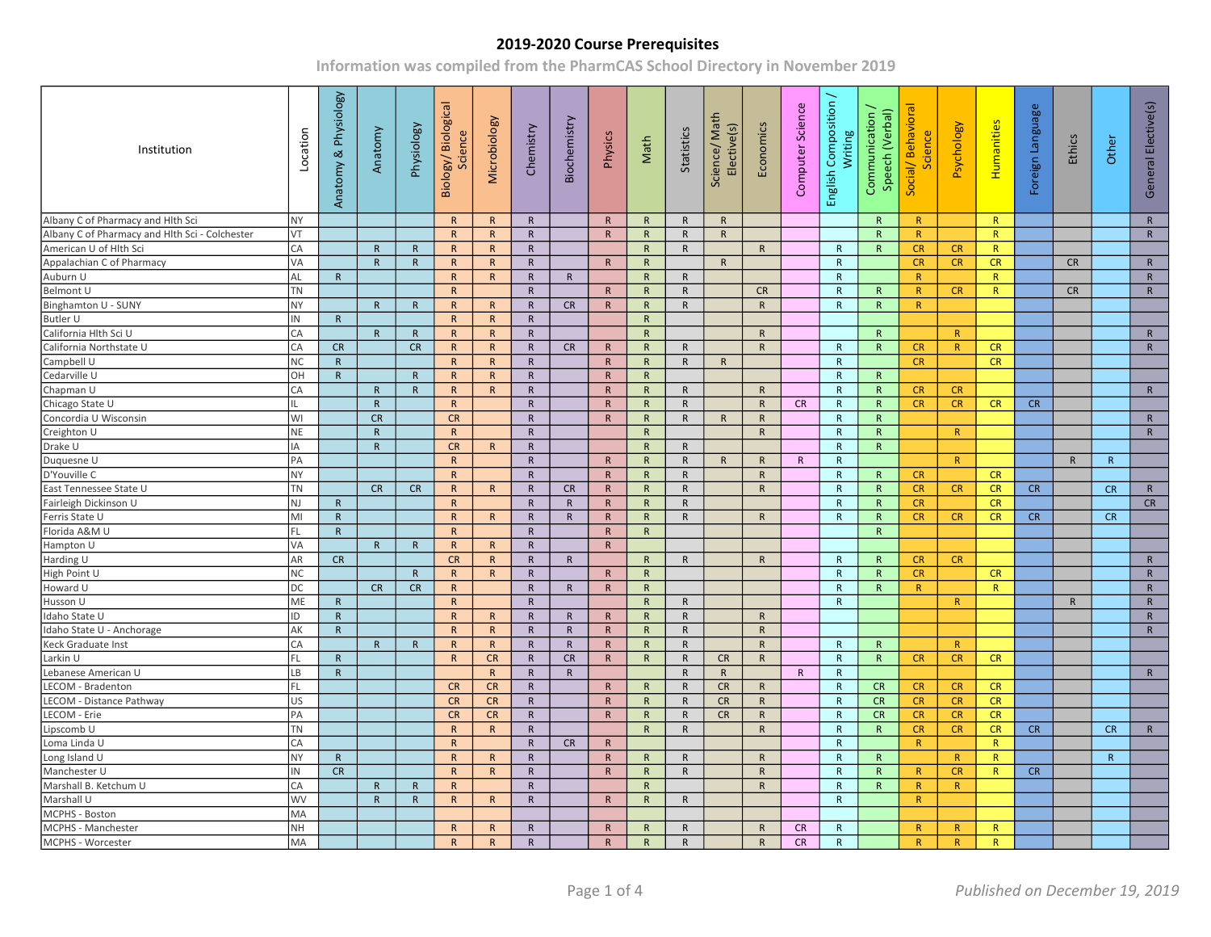# 2019-2020 Course Prerequisites

Information was compiled from the PharmCAS School Directory in November 2019

| Institution | Location | Anatomy & Physiology | Anatomy | Physiology | Biology/ Biological Science | Microbiology | Chemistry | Biochemistry | Physics | Math | Statistics | Science/ Math Elective(s) | Economics | Computer Science | English Composition / Writing | Communication / Speech (Verbal) | Social/ Behavioral Science | Psychology | Humanities | Foreign Language | Ethics | Other | General Elective(s) |
|---|---|---|---|---|---|---|---|---|---|---|---|---|---|---|---|---|---|---|---|---|---|---|---|
| Albany C of Pharmacy and Hlth Sci | NY | | | | R | R | R | | R | R | R | R | | | | R | R | | R | | | | R |
| Albany C of Pharmacy and Hlth Sci - Colchester | VT | | | | R | R | R | | R | R | R | R | | | | R | R | | R | | | | R |
| American U of Hlth Sci | CA | | R | R | R | R | R | | | R | R | | R | | R | R | CR | CR | R | | | | |
| Appalachian C of Pharmacy | VA | | R | R | R | R | R | | R | R | | R | | | R | | CR | CR | CR | | CR | | R |
| Auburn U | AL | R | | | R | R | R | R | | R | R | | | | R | | R | | R | | | | R |
| Belmont U | TN | | | | R | | R | | R | R | R | | CR | | R | R | R | CR | R | | CR | | R |
| Binghamton U - SUNY | NY | | R | R | R | R | R | CR | R | R | R | | R | | R | R | R | | | | | | |
| Butler U | IN | R | | | R | R | R | | | R | | | | | | | | | | | | | |
| California Hlth Sci U | CA | | R | R | R | R | R | | | R | | | R | | | R | | R | | | | | R |
| California Northstate U | CA | CR | | CR | R | R | R | CR | R | R | R | | R | | R | R | CR | R | CR | | | | R |
| Campbell U | NC | R | | | R | R | R | | R | R | R | R | | | R | | CR | | CR | | | | |
| Cedarville U | OH | R | | R | R | R | R | | R | R | | | | | R | R | | | | | | | |
| Chapman U | CA | | R | R | R | R | R | | R | R | R | | R | | R | R | CR | CR | | | | | R |
| Chicago State U | IL | | R | | R | | R | | R | R | R | | R | CR | R | R | CR | CR | CR | CR | | | |
| Concordia U Wisconsin | WI | | CR | | CR | | R | | R | R | R | R | R | | R | R | | | | | | | R |
| Creighton U | NE | | R | | R | | R | | | R | | | R | | R | R | | R | | | | | R |
| Drake U | IA | | R | | CR | R | R | | | R | R | | | | R | R | | | | | | | |
| Duquesne U | PA | | | | R | | R | | R | R | R | R | R | R | R | | | R | | | R | R | |
| D'Youville C | NY | | | | R | | R | | R | R | R | | R | | R | R | CR | | CR | | | | |
| East Tennessee State U | TN | | CR | CR | R | R | R | CR | R | R | R | | R | | R | R | CR | CR | CR | CR | | CR | R |
| Fairleigh Dickinson U | NJ | R | | | R | | R | R | R | R | R | | | | R | R | CR | | CR | | | | CR |
| Ferris State U | MI | R | | | R | R | R | R | R | R | R | | R | | R | R | CR | CR | CR | CR | | CR | |
| Florida A&M U | FL | R | | | R | | R | | R | R | | | | | | R | | | | | | | |
| Hampton U | VA | | R | R | R | R | R | | R | | | | | | | | | | | | | | |
| Harding U | AR | CR | | | CR | R | R | R | | R | R | | R | | R | R | CR | CR | | | | | R |
| High Point U | NC | | | R | R | R | R | | R | R | | | | | R | R | CR | | CR | | | | R |
| Howard U | DC | | CR | CR | R | | R | R | R | R | | | | | R | R | R | | R | | | | R |
| Husson U | ME | R | | | R | | R | | | R | R | | | | R | | | R | | | R | | R |
| Idaho State U | ID | R | | | R | R | R | R | R | R | R | | R | | | | | | | | | | R |
| Idaho State U - Anchorage | AK | R | | | R | R | R | R | R | R | R | | R | | | | | | | | | | R |
| Keck Graduate Inst | CA | | R | R | R | R | R | R | R | R | R | | R | | R | R | | R | | | | | |
| Larkin U | FL | R | | | R | CR | R | CR | R | R | R | CR | R | | R | R | CR | CR | CR | | | | |
| Lebanese American U | LB | R | | | | R | R | R | | | R | R | | R | R | | | | | | | | R |
| LECOM - Bradenton | FL | | | | CR | CR | R | | R | R | R | CR | R | | R | CR | CR | CR | CR | | | | |
| LECOM - Distance Pathway | US | | | | CR | CR | R | | R | R | R | CR | R | | R | CR | CR | CR | CR | | | | |
| LECOM - Erie | PA | | | | CR | CR | R | | R | R | R | CR | R | | R | CR | CR | CR | CR | | | | |
| Lipscomb U | TN | | | | R | R | R | | | R | R | | R | | R | R | CR | CR | CR | CR | | CR | R |
| Loma Linda U | CA | | | | R | | R | CR | R | | | | | | R | | R | | R | | | | |
| Long Island U | NY | R | | | R | R | R | | R | R | R | | R | | R | R | | R | R | | | R | |
| Manchester U | IN | CR | | | R | R | R | | R | R | R | | R | | R | R | R | CR | R | CR | | | |
| Marshall B. Ketchum U | CA | | R | R | R | | R | | | R | | | R | | R | R | R | R | | | | | |
| Marshall U | WV | | R | R | R | R | R | | R | R | R | | | | R | | R | | | | | | |
| MCPHS - Boston | MA | | | | | | | | | | | | | | | | | | | | | | |
| MCPHS - Manchester | NH | | | | R | R | R | | R | R | R | | R | CR | R | | R | R | R | | | | |
| MCPHS - Worcester | MA | | | | R | R | R | | R | R | R | | R | CR | R | | R | R | R | | | | |

*Published on December 19, 2019*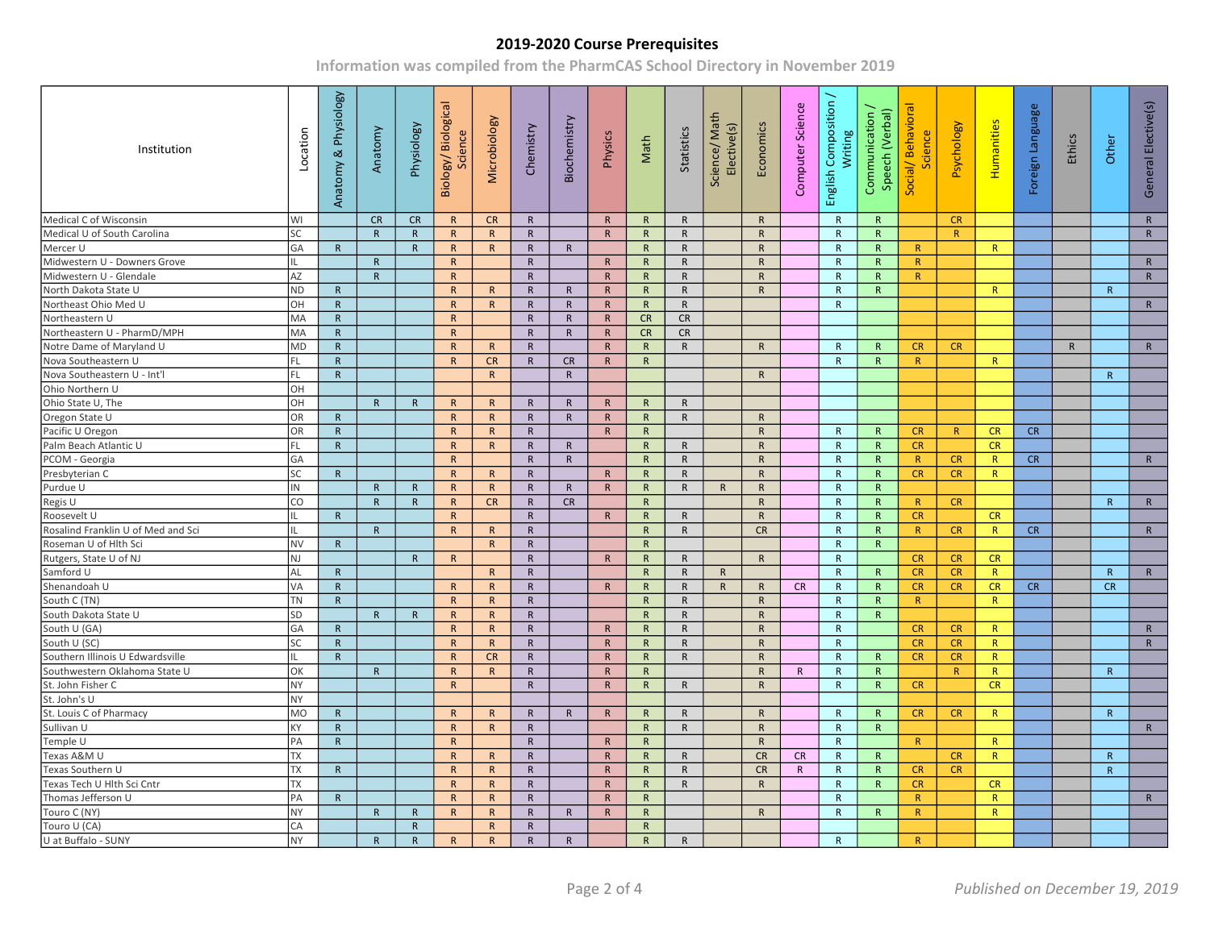## 2019-2020 Course Prerequisites

**Information was compiled from the PharmCAS School Directory in November 2019**

| Institution | Location | Anatomy & Physiology | Anatomy | Physiology | Biology/ Biological Science | Microbiology | Chemistry | Biochemistry | Physics | Math | Statistics | Science/ Math Elective(s) | Economics | Computer Science | English Composition / Writing | Communication / Speech (Verbal) | Social/ Behavioral Science | Psychology | Humanities | Foreign Language | Ethics | Other | General Elective(s) |
|---|---|---|---|---|---|---|---|---|---|---|---|---|---|---|---|---|---|---|---|---|---|---|---|
| Medical C of Wisconsin | WI | | CR | CR | R | CR | R | | R | R | R | | R | | R | R | | CR | | | | | R |
| Medical U of South Carolina | SC | | R | R | R | R | R | | R | R | R | | R | | R | R | | R | | | | | R |
| Mercer U | GA | R | | R | R | R | R | R | | R | R | | R | | R | R | R | | R | | | | |
| Midwestern U - Downers Grove | IL | | R | | R | | R | | R | R | R | | R | | R | R | R | | | | | | R |
| Midwestern U - Glendale | AZ | | R | | R | | R | | R | R | R | | R | | R | R | R | | | | | | R |
| North Dakota State U | ND | R | | | R | R | R | R | R | R | R | | R | | R | R | | | R | | | R | |
| Northeast Ohio Med U | OH | R | | | R | R | R | R | R | R | R | | | | R | | | | | | | | R |
| Northeastern U | MA | R | | | R | | R | R | R | CR | CR | | | | | | | | | | | | |
| Northeastern U - PharmD/MPH | MA | R | | | R | | R | R | R | CR | CR | | | | | | | | | | | | |
| Notre Dame of Maryland U | MD | R | | | R | R | R | | R | R | R | | R | | R | R | CR | CR | | | R | | R |
| Nova Southeastern U | FL | R | | | R | CR | R | CR | R | R | | | | | R | R | R | | R | | | | |
| Nova Southeastern U - Int'l | FL | R | | | | R | | R | | | | | R | | | | | | | | | R | |
| Ohio Northern U | OH | | | | | | | | | | | | | | | | | | | | | | |
| Ohio State U, The | OH | | R | R | R | R | R | R | R | R | R | | | | | | | | | | | | |
| Oregon State U | OR | R | | | R | R | R | R | R | R | R | | R | | | | | | | | | | |
| Pacific U Oregon | OR | R | | | R | R | R | | R | R | | | R | | R | R | CR | R | CR | CR | | | |
| Palm Beach Atlantic U | FL | R | | | R | R | R | R | | R | R | | R | | R | R | CR | | CR | | | | |
| PCOM - Georgia | GA | | | | R | | R | R | | R | R | | R | | R | R | R | CR | R | CR | | | R |
| Presbyterian C | SC | R | | | R | R | R | | R | R | R | | R | | R | R | CR | CR | R | | | | |
| Purdue U | IN | | R | R | R | R | R | R | R | R | R | R | R | | R | R | | | | | | | |
| Regis U | CO | | R | R | R | CR | R | CR | | R | | | R | | R | R | R | CR | | | | R | R |
| Roosevelt U | IL | R | | | R | | R | | R | R | R | | R | | R | R | CR | | CR | | | | |
| Rosalind Franklin U of Med and Sci | IL | | R | | R | R | R | | | R | R | | CR | | R | R | R | CR | R | CR | | | R |
| Roseman U of Hlth Sci | NV | R | | | | R | R | | | R | | | | | R | R | | | | | | | |
| Rutgers, State U of NJ | NJ | | | R | R | | R | | R | R | R | | R | | R | | CR | CR | CR | | | | |
| Samford U | AL | R | | | | R | R | | | R | R | R | | | R | R | CR | CR | R | | | R | R |
| Shenandoah U | VA | R | | | R | R | R | | R | R | R | R | R | CR | R | R | CR | CR | CR | CR | | CR | |
| South C (TN) | TN | R | | | R | R | R | | | R | R | | R | | R | R | R | | R | | | | |
| South Dakota State U | SD | | R | R | R | R | R | | | R | R | | R | | R | R | | | | | | | |
| South U (GA) | GA | R | | | R | R | R | | R | R | R | | R | | R | | CR | CR | R | | | | R |
| South U (SC) | SC | R | | | R | R | R | | R | R | R | | R | | R | | CR | CR | R | | | | R |
| Southern Illinois U Edwardsville | IL | R | | | R | CR | R | | R | R | R | | R | | R | R | CR | CR | R | | | | |
| Southwestern Oklahoma State U | OK | | R | | R | R | R | | R | R | | | R | R | R | R | | R | R | | | R | |
| St. John Fisher C | NY | | | | R | | R | | R | R | R | | R | | R | R | CR | | CR | | | | |
| St. John's U | NY | | | | | | | | | | | | | | | | | | | | | | |
| St. Louis C of Pharmacy | MO | R | | | R | R | R | R | R | R | R | | R | | R | R | CR | CR | R | | | R | |
| Sullivan U | KY | R | | | R | R | R | | | R | R | | R | | R | R | | | | | | | R |
| Temple U | PA | R | | | R | | R | | R | R | | | R | | R | | R | | R | | | | |
| Texas A&M U | TX | | | | R | R | R | | R | R | R | | CR | CR | R | R | | CR | R | | | R | |
| Texas Southern U | TX | R | | | R | R | R | | R | R | R | | CR | R | R | R | CR | CR | | | | R | |
| Texas Tech U Hlth Sci Cntr | TX | | | | R | R | R | | R | R | R | | R | | R | R | CR | | CR | | | | |
| Thomas Jefferson U | PA | R | | | R | R | R | | R | R | | | | | R | | R | | R | | | | R |
| Touro C (NY) | NY | | R | R | R | R | R | R | R | R | | | R | | R | R | R | | R | | | | |
| Touro U (CA) | CA | | | R | | R | R | | | R | | | | | | | | | | | | | |
| U at Buffalo - SUNY | NY | | R | R | R | R | R | R | | R | R | | | | R | | R | | | | | | |

*Published on December 19, 2019*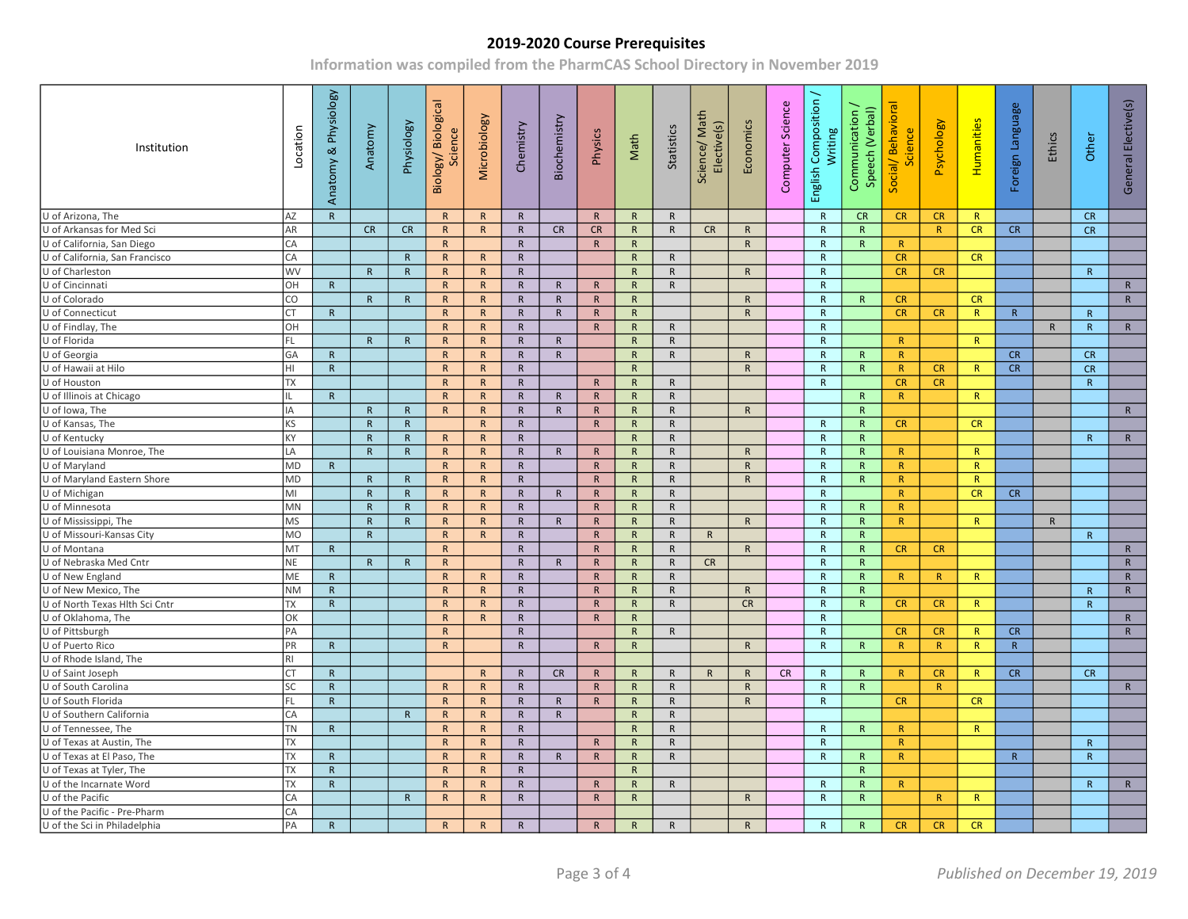## 2019-2020 Course Prerequisites

Information was compiled from the PharmCAS School Directory in November 2019

| Institution | Location | Anatomy & Physiology | Anatomy | Physiology | Biology/ Biological Science | Microbiology | Chemistry | Biochemistry | Physics | Math | Statistics | Science/ Math Elective(s) | Economics | Computer Science | English Composition / Writing | Communication / Speech (Verbal) | Social/ Behavioral Science | Psychology | Humanities | Foreign Language | Ethics | Other | General Elective(s) |
|---|---|---|---|---|---|---|---|---|---|---|---|---|---|---|---|---|---|---|---|---|---|---|---|
| U of Arizona, The | AZ | R | | | R | R | R | | R | R | R | | | | R | CR | CR | CR | R | | | CR | |
| U of Arkansas for Med Sci | AR | | CR | CR | R | R | R | CR | CR | R | R | CR | R | | R | R | | R | CR | CR | | CR | |
| U of California, San Diego | CA | | | | R | | R | | R | R | | | R | | R | R | R | | | | | | |
| U of California, San Francisco | CA | | | R | R | R | R | | | R | R | | | | R | | CR | | CR | | | | |
| U of Charleston | WV | | R | R | R | R | R | | | R | R | | R | | R | | CR | CR | | | | R | |
| U of Cincinnati | OH | R | | | R | R | R | R | R | R | R | | | | R | | | | | | | | R |
| U of Colorado | CO | | R | R | R | R | R | R | R | R | | | R | | R | R | CR | | CR | | | | R |
| U of Connecticut | CT | R | | | R | R | R | R | R | R | | | R | | R | | CR | CR | R | R | | R | |
| U of Findlay, The | OH | | | | R | R | R | | R | R | R | | | | R | | | | | | R | R | R |
| U of Florida | FL | | R | R | R | R | R | R | | R | R | | | | R | | R | | R | | | | |
| U of Georgia | GA | R | | | R | R | R | R | | R | R | | R | | R | R | R | | | CR | | CR | |
| U of Hawaii at Hilo | HI | R | | | R | R | R | | | R | | | R | | R | R | R | CR | R | CR | | CR | |
| U of Houston | TX | | | | R | R | R | | R | R | R | | | | R | | CR | CR | | | | R | |
| U of Illinois at Chicago | IL | R | | | R | R | R | R | R | R | R | | | | | R | R | | R | | | | |
| U of Iowa, The | IA | | R | R | R | R | R | R | R | R | R | | R | | | R | | | | | | | R |
| U of Kansas, The | KS | | R | R | | R | R | | R | R | R | | | | R | R | CR | | CR | | | | |
| U of Kentucky | KY | | R | R | R | R | R | | | R | R | | | | R | R | | | | | | R | R |
| U of Louisiana Monroe, The | LA | | R | R | R | R | R | R | R | R | R | | R | | R | R | R | | R | | | | |
| U of Maryland | MD | R | | | R | R | R | | R | R | R | | R | | R | R | R | | R | | | | |
| U of Maryland Eastern Shore | MD | | R | R | R | R | R | | R | R | R | | R | | R | R | R | | R | | | | |
| U of Michigan | MI | | R | R | R | R | R | R | R | R | R | | | | R | | R | | CR | CR | | | |
| U of Minnesota | MN | | R | R | R | R | R | | R | R | R | | | | R | R | R | | | | | | |
| U of Mississippi, The | MS | | R | R | R | R | R | R | R | R | R | | R | | R | R | R | | R | | R | | |
| U of Missouri-Kansas City | MO | | R | | R | R | R | | R | R | R | R | | | R | R | | | | | | R | |
| U of Montana | MT | R | | | R | | R | | R | R | R | | R | | R | R | CR | CR | | | | | R |
| U of Nebraska Med Cntr | NE | | R | R | R | | R | R | R | R | R | CR | | | R | R | | | | | | | R |
| U of New England | ME | R | | | R | R | R | | R | R | R | | | | R | R | R | R | R | | | | R |
| U of New Mexico, The | NM | R | | | R | R | R | | R | R | R | | R | | R | R | | | | | | R | R |
| U of North Texas Hlth Sci Cntr | TX | R | | | R | R | R | | R | R | R | | CR | | R | R | CR | CR | R | | | R | |
| U of Oklahoma, The | OK | | | | R | R | R | | R | R | | | | | R | | | | | | | | R |
| U of Pittsburgh | PA | | | | R | | R | | | R | R | | | | R | | CR | CR | R | CR | | | R |
| U of Puerto Rico | PR | R | | | R | | R | | R | R | | | R | | R | R | R | R | R | R | | | |
| U of Rhode Island, The | RI | | | | | | | | | | | | | | | | | | | | | | |
| U of Saint Joseph | CT | R | | | | R | R | CR | R | R | R | R | R | CR | R | R | R | CR | R | CR | | CR | |
| U of South Carolina | SC | R | | | R | R | R | | R | R | R | | R | | R | R | | R | | | | | R |
| U of South Florida | FL | R | | | R | R | R | R | R | R | R | | R | | R | | CR | | CR | | | | |
| U of Southern California | CA | | | R | R | R | R | R | | R | R | | | | | | | | | | | | |
| U of Tennessee, The | TN | R | | | R | R | R | | | R | R | | | | R | R | R | | R | | | | |
| U of Texas at Austin, The | TX | | | | R | R | R | | R | R | R | | | | R | | R | | | | | R | |
| U of Texas at El Paso, The | TX | R | | | R | R | R | R | R | R | R | | | | R | R | R | | | R | | R | |
| U of Texas at Tyler, The | TX | R | | | R | R | R | | | R | | | | | | R | | | | | | | |
| U of the Incarnate Word | TX | R | | | R | R | R | | R | R | R | | | | R | R | R | | | | | R | R |
| U of the Pacific | CA | | | R | R | R | R | | R | R | | | R | | R | R | | R | R | | | | |
| U of the Pacific - Pre-Pharm | CA | | | | | | | | | | | | | | | | | | | | | | |
| U of the Sci in Philadelphia | PA | R | | | R | R | R | | R | R | R | | R | | R | R | CR | CR | CR | | | | |

*Published on December 19, 2019*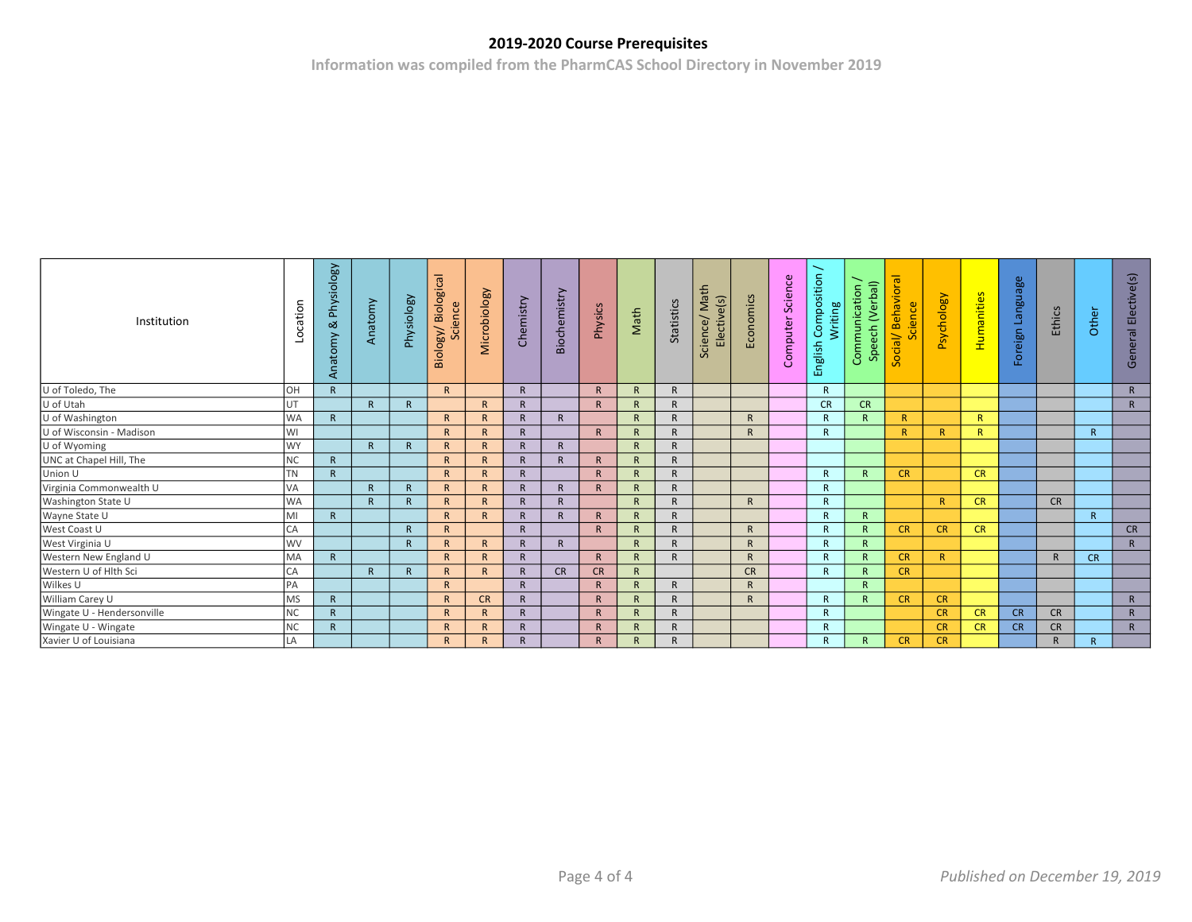## 2019-2020 Course Prerequisites

**Information was compiled from the PharmCAS School Directory in November 2019**

| Institution | Location | Anatomy & Physiology | Anatomy | Physiology | Biology/ Biological Science | Microbiology | Chemistry | Biochemistry | Physics | Math | Statistics | Science/ Math Elective(s) | Economics | Computer Science | English Composition / Writing | Communication / Speech (Verbal) | Social/ Behavioral Science | Psychology | Humanities | Foreign Language | Ethics | Other | General Elective(s) |
|---|---|---|---|---|---|---|---|---|---|---|---|---|---|---|---|---|---|---|---|---|---|---|---|
| U of Toledo, The | OH | R | | | R | | R | | R | R | R | | | | R | | | | | | | | R |
| U of Utah | UT | | R | R | | R | R | | R | R | R | | | | CR | CR | | | | | | | R |
| U of Washington | WA | R | | | R | R | R | R | | R | R | | R | | R | R | R | | R | | | | |
| U of Wisconsin - Madison | WI | | | | R | R | R | | R | R | R | | R | | R | | R | R | R | | | R | |
| U of Wyoming | WY | | R | R | R | R | R | R | | R | R | | | | | | | | | | | | |
| UNC at Chapel Hill, The | NC | R | | | R | R | R | R | R | R | R | | | | | | | | | | | | |
| Union U | TN | R | | | R | R | R | | R | R | R | | | | R | R | CR | | CR | | | | |
| Virginia Commonwealth U | VA | | R | R | R | R | R | R | R | R | R | | | | R | | | | | | | | |
| Washington State U | WA | | R | R | R | R | R | R | | R | R | | R | | R | | | R | CR | | CR | | |
| Wayne State U | MI | R | | | R | R | R | R | R | R | R | | | | R | R | | | | | | R | |
| West Coast U | CA | | | R | R | | R | | R | R | R | | R | | R | R | CR | CR | CR | | | | CR |
| West Virginia U | WV | | | R | R | R | R | R | | R | R | | R | | R | R | | | | | | | R |
| Western New England U | MA | R | | | R | R | R | | R | R | R | | R | | R | R | CR | R | | | R | CR | |
| Western U of Hlth Sci | CA | | R | R | R | R | R | CR | CR | R | | | CR | | R | R | CR | | | | | | |
| Wilkes U | PA | | | | R | | R | | R | R | R | | R | | | R | | | | | | | |
| William Carey U | MS | R | | | R | CR | R | | R | R | R | | R | | R | R | CR | CR | | | | | R |
| Wingate U - Hendersonville | NC | R | | | R | R | R | | R | R | R | | | | R | | | CR | CR | CR | CR | | R |
| Wingate U - Wingate | NC | R | | | R | R | R | | R | R | R | | | | R | | | CR | CR | CR | CR | | R |
| Xavier U of Louisiana | LA | | | | R | R | R | | R | R | R | | | | R | R | CR | CR | | | R | R | |

*Published on December 19, 2019*